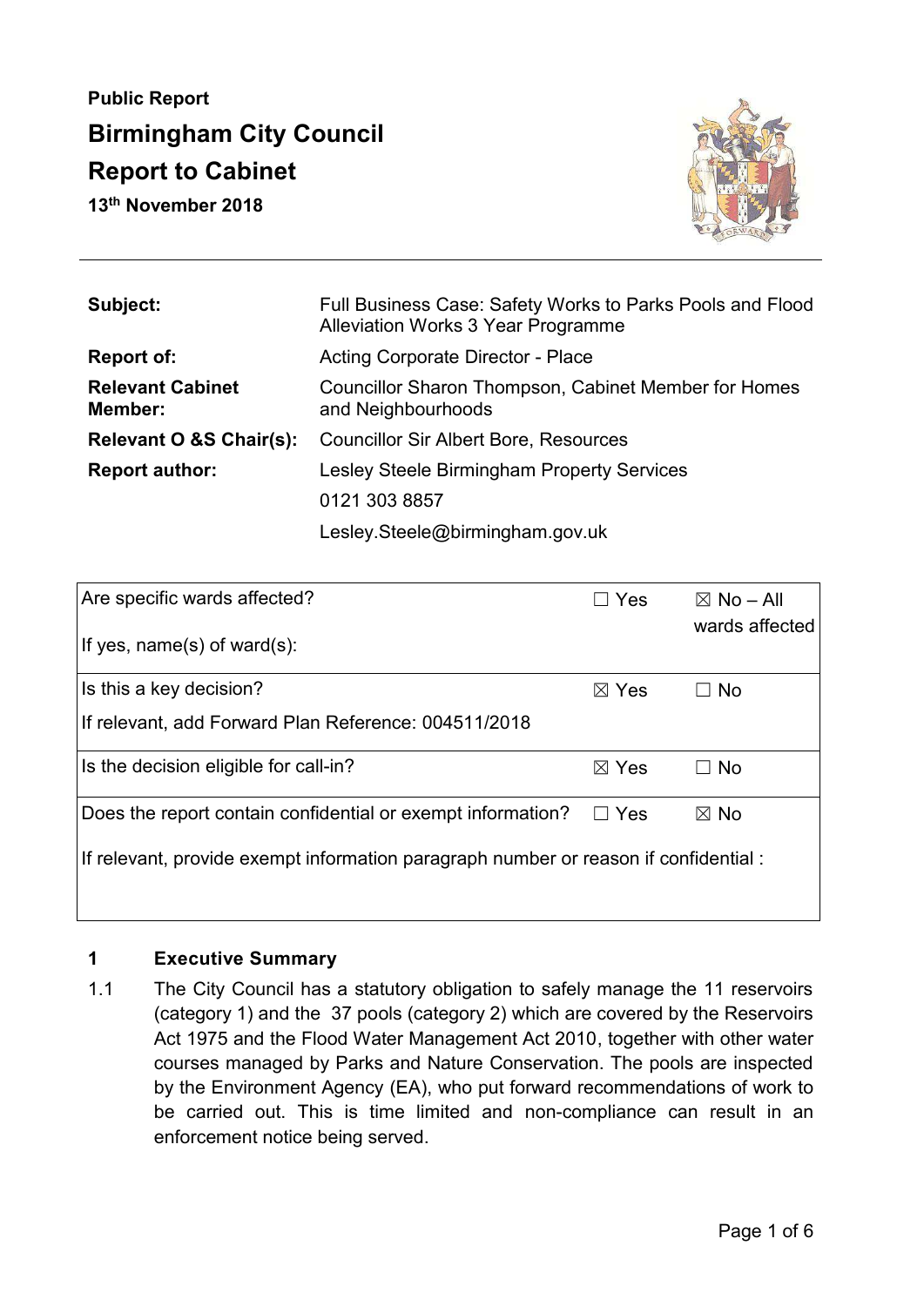**Public Report**

# Birmingham City Council

# Report to Cabinet

**13th November 2018**

| | |
|---|---|
| **Subject:** | Full Business Case: Safety Works to Parks Pools and Flood Alleviation Works 3 Year Programme |
| **Report of:** | Acting Corporate Director - Place |
| **Relevant Cabinet Member:** | Councillor Sharon Thompson, Cabinet Member for Homes and Neighbourhoods |
| **Relevant O &S Chair(s):** | Councillor Sir Albert Bore, Resources |
| **Report author:** | Lesley Steele Birmingham Property Services<br>0121 303 8857<br>Lesley.Steele@birmingham.gov.uk |

| | | |
|---|---|---|
| Are specific wards affected?<br><br>If yes, name(s) of ward(s): | ☐ Yes | ☒ No – All wards affected |
| Is this a key decision?<br><br>If relevant, add Forward Plan Reference: 004511/2018 | ☒ Yes | ☐ No |
| Is the decision eligible for call-in? | ☒ Yes | ☐ No |
| Does the report contain confidential or exempt information?<br><br>If relevant, provide exempt information paragraph number or reason if confidential : | ☐ Yes | ☒ No |

## 1 Executive Summary

1.1 The City Council has a statutory obligation to safely manage the 11 reservoirs (category 1) and the 37 pools (category 2) which are covered by the Reservoirs Act 1975 and the Flood Water Management Act 2010, together with other water courses managed by Parks and Nature Conservation. The pools are inspected by the Environment Agency (EA), who put forward recommendations of work to be carried out. This is time limited and non-compliance can result in an enforcement notice being served.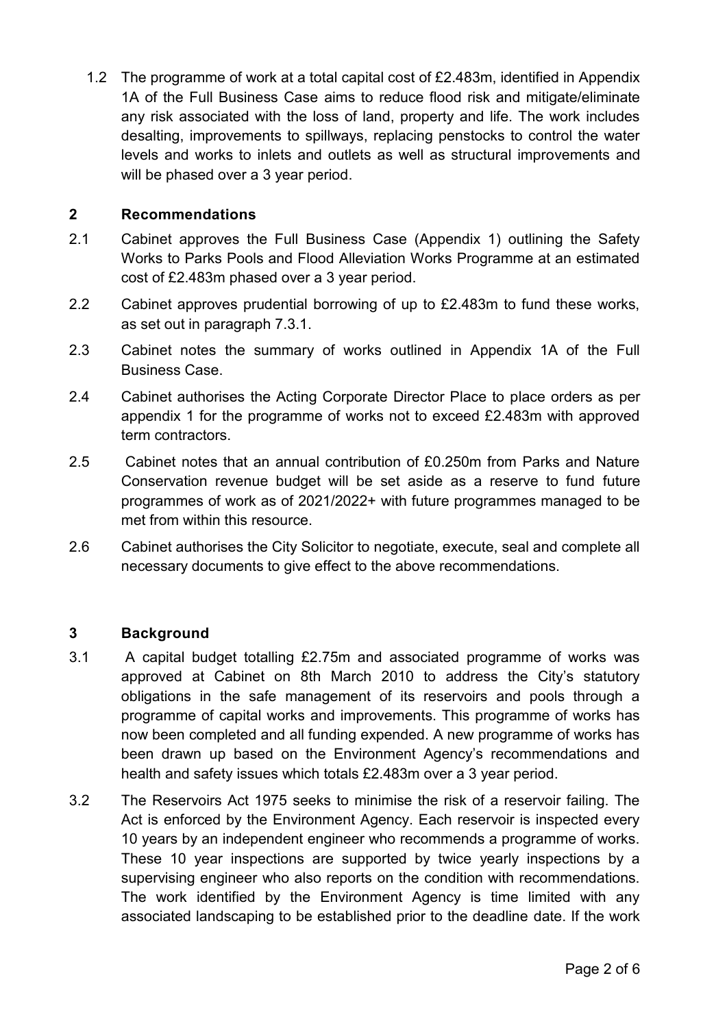1.2 The programme of work at a total capital cost of £2.483m, identified in Appendix 1A of the Full Business Case aims to reduce flood risk and mitigate/eliminate any risk associated with the loss of land, property and life. The work includes desalting, improvements to spillways, replacing penstocks to control the water levels and works to inlets and outlets as well as structural improvements and will be phased over a 3 year period.

## 2 Recommendations

2.1 Cabinet approves the Full Business Case (Appendix 1) outlining the Safety Works to Parks Pools and Flood Alleviation Works Programme at an estimated cost of £2.483m phased over a 3 year period.

2.2 Cabinet approves prudential borrowing of up to £2.483m to fund these works, as set out in paragraph 7.3.1.

2.3 Cabinet notes the summary of works outlined in Appendix 1A of the Full Business Case.

2.4 Cabinet authorises the Acting Corporate Director Place to place orders as per appendix 1 for the programme of works not to exceed £2.483m with approved term contractors.

2.5 Cabinet notes that an annual contribution of £0.250m from Parks and Nature Conservation revenue budget will be set aside as a reserve to fund future programmes of work as of 2021/2022+ with future programmes managed to be met from within this resource.

2.6 Cabinet authorises the City Solicitor to negotiate, execute, seal and complete all necessary documents to give effect to the above recommendations.

## 3 Background

3.1 A capital budget totalling £2.75m and associated programme of works was approved at Cabinet on 8th March 2010 to address the City's statutory obligations in the safe management of its reservoirs and pools through a programme of capital works and improvements. This programme of works has now been completed and all funding expended. A new programme of works has been drawn up based on the Environment Agency's recommendations and health and safety issues which totals £2.483m over a 3 year period.

3.2 The Reservoirs Act 1975 seeks to minimise the risk of a reservoir failing. The Act is enforced by the Environment Agency. Each reservoir is inspected every 10 years by an independent engineer who recommends a programme of works. These 10 year inspections are supported by twice yearly inspections by a supervising engineer who also reports on the condition with recommendations. The work identified by the Environment Agency is time limited with any associated landscaping to be established prior to the deadline date. If the work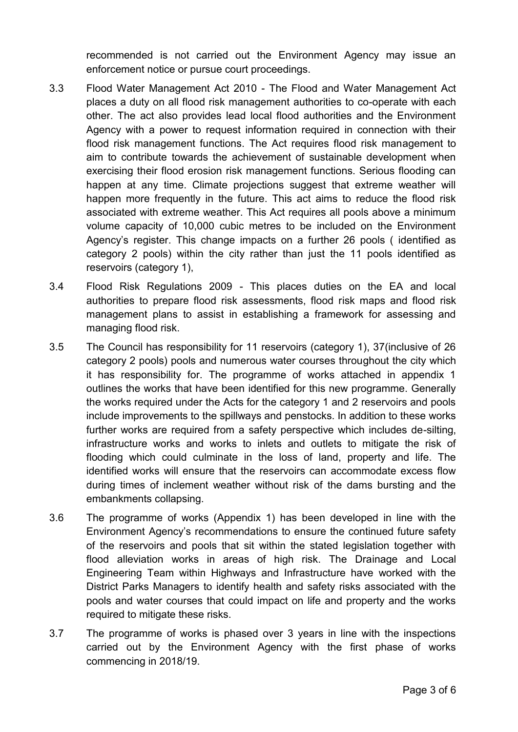recommended is not carried out the Environment Agency may issue an enforcement notice or pursue court proceedings.

3.3 Flood Water Management Act 2010 - The Flood and Water Management Act places a duty on all flood risk management authorities to co-operate with each other. The act also provides lead local flood authorities and the Environment Agency with a power to request information required in connection with their flood risk management functions. The Act requires flood risk management to aim to contribute towards the achievement of sustainable development when exercising their flood erosion risk management functions. Serious flooding can happen at any time. Climate projections suggest that extreme weather will happen more frequently in the future. This act aims to reduce the flood risk associated with extreme weather. This Act requires all pools above a minimum volume capacity of 10,000 cubic metres to be included on the Environment Agency's register. This change impacts on a further 26 pools ( identified as category 2 pools) within the city rather than just the 11 pools identified as reservoirs (category 1),

3.4 Flood Risk Regulations 2009 - This places duties on the EA and local authorities to prepare flood risk assessments, flood risk maps and flood risk management plans to assist in establishing a framework for assessing and managing flood risk.

3.5 The Council has responsibility for 11 reservoirs (category 1), 37(inclusive of 26 category 2 pools) pools and numerous water courses throughout the city which it has responsibility for. The programme of works attached in appendix 1 outlines the works that have been identified for this new programme. Generally the works required under the Acts for the category 1 and 2 reservoirs and pools include improvements to the spillways and penstocks. In addition to these works further works are required from a safety perspective which includes de-silting, infrastructure works and works to inlets and outlets to mitigate the risk of flooding which could culminate in the loss of land, property and life. The identified works will ensure that the reservoirs can accommodate excess flow during times of inclement weather without risk of the dams bursting and the embankments collapsing.

3.6 The programme of works (Appendix 1) has been developed in line with the Environment Agency's recommendations to ensure the continued future safety of the reservoirs and pools that sit within the stated legislation together with flood alleviation works in areas of high risk. The Drainage and Local Engineering Team within Highways and Infrastructure have worked with the District Parks Managers to identify health and safety risks associated with the pools and water courses that could impact on life and property and the works required to mitigate these risks.

3.7 The programme of works is phased over 3 years in line with the inspections carried out by the Environment Agency with the first phase of works commencing in 2018/19.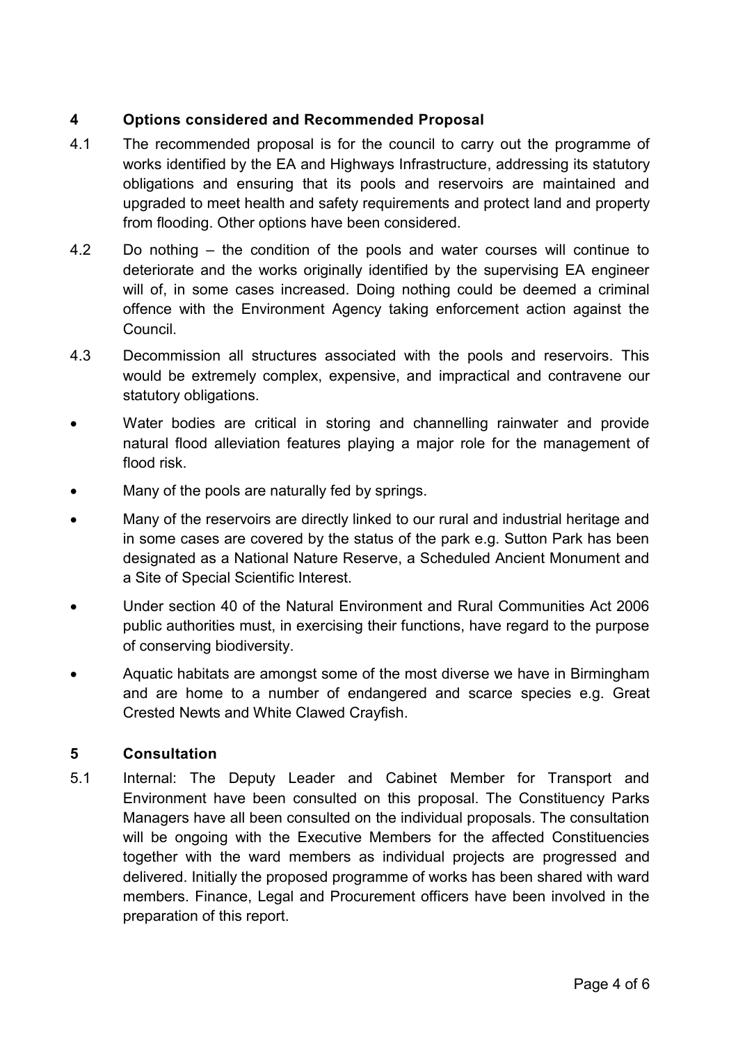## 4 Options considered and Recommended Proposal

4.1 The recommended proposal is for the council to carry out the programme of works identified by the EA and Highways Infrastructure, addressing its statutory obligations and ensuring that its pools and reservoirs are maintained and upgraded to meet health and safety requirements and protect land and property from flooding. Other options have been considered.

4.2 Do nothing – the condition of the pools and water courses will continue to deteriorate and the works originally identified by the supervising EA engineer will of, in some cases increased. Doing nothing could be deemed a criminal offence with the Environment Agency taking enforcement action against the Council.

4.3 Decommission all structures associated with the pools and reservoirs. This would be extremely complex, expensive, and impractical and contravene our statutory obligations.

- Water bodies are critical in storing and channelling rainwater and provide natural flood alleviation features playing a major role for the management of flood risk.
- Many of the pools are naturally fed by springs.
- Many of the reservoirs are directly linked to our rural and industrial heritage and in some cases are covered by the status of the park e.g. Sutton Park has been designated as a National Nature Reserve, a Scheduled Ancient Monument and a Site of Special Scientific Interest.
- Under section 40 of the Natural Environment and Rural Communities Act 2006 public authorities must, in exercising their functions, have regard to the purpose of conserving biodiversity.
- Aquatic habitats are amongst some of the most diverse we have in Birmingham and are home to a number of endangered and scarce species e.g. Great Crested Newts and White Clawed Crayfish.

## 5 Consultation

5.1 Internal: The Deputy Leader and Cabinet Member for Transport and Environment have been consulted on this proposal. The Constituency Parks Managers have all been consulted on the individual proposals. The consultation will be ongoing with the Executive Members for the affected Constituencies together with the ward members as individual projects are progressed and delivered. Initially the proposed programme of works has been shared with ward members. Finance, Legal and Procurement officers have been involved in the preparation of this report.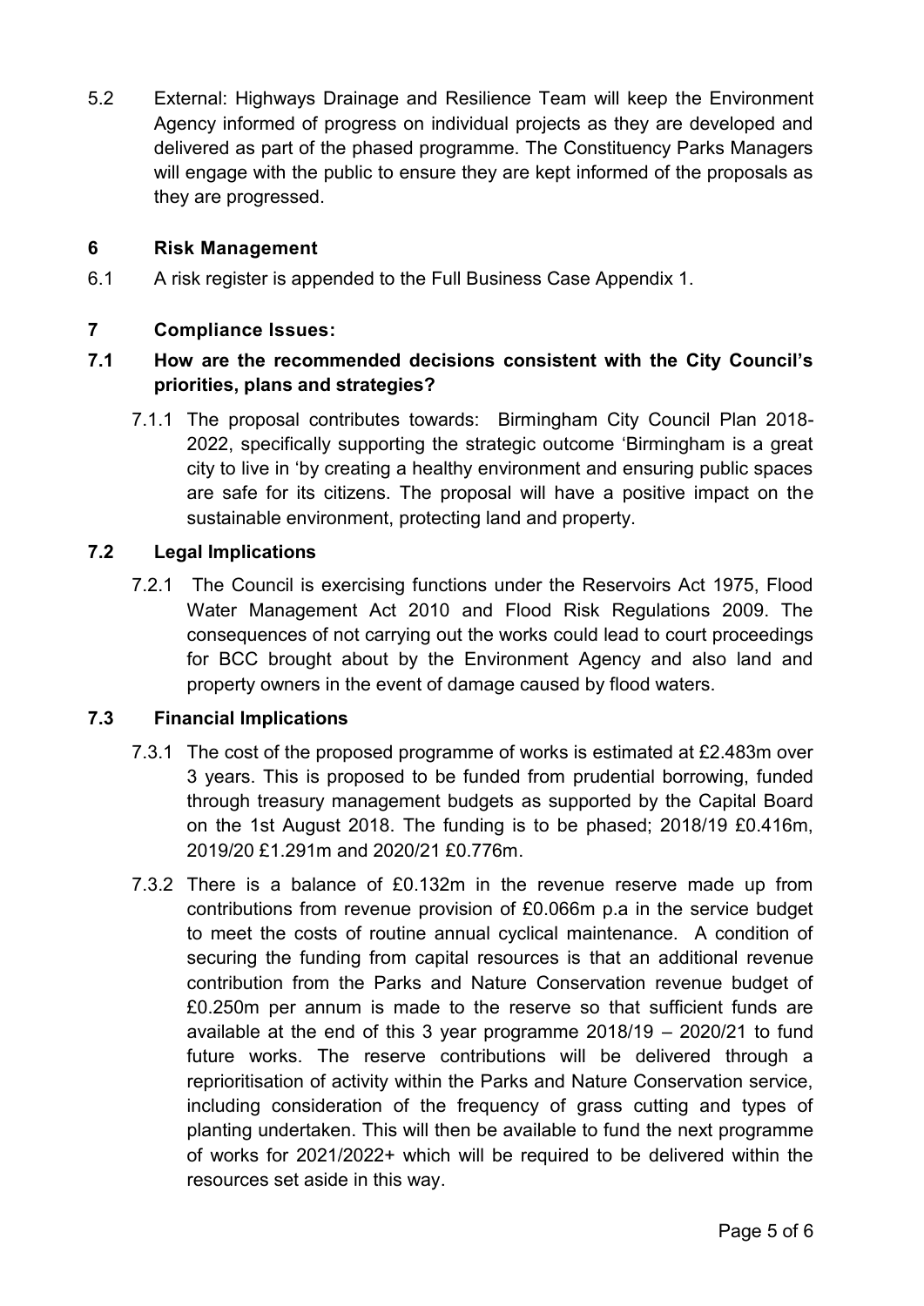5.2 External: Highways Drainage and Resilience Team will keep the Environment Agency informed of progress on individual projects as they are developed and delivered as part of the phased programme. The Constituency Parks Managers will engage with the public to ensure they are kept informed of the proposals as they are progressed.

## 6 Risk Management

6.1 A risk register is appended to the Full Business Case Appendix 1.

## 7 Compliance Issues:

### 7.1 How are the recommended decisions consistent with the City Council's priorities, plans and strategies?

7.1.1 The proposal contributes towards: Birmingham City Council Plan 2018-2022, specifically supporting the strategic outcome 'Birmingham is a great city to live in 'by creating a healthy environment and ensuring public spaces are safe for its citizens. The proposal will have a positive impact on the sustainable environment, protecting land and property.

### 7.2 Legal Implications

7.2.1 The Council is exercising functions under the Reservoirs Act 1975, Flood Water Management Act 2010 and Flood Risk Regulations 2009. The consequences of not carrying out the works could lead to court proceedings for BCC brought about by the Environment Agency and also land and property owners in the event of damage caused by flood waters.

### 7.3 Financial Implications

7.3.1 The cost of the proposed programme of works is estimated at £2.483m over 3 years. This is proposed to be funded from prudential borrowing, funded through treasury management budgets as supported by the Capital Board on the 1st August 2018. The funding is to be phased; 2018/19 £0.416m, 2019/20 £1.291m and 2020/21 £0.776m.

7.3.2 There is a balance of £0.132m in the revenue reserve made up from contributions from revenue provision of £0.066m p.a in the service budget to meet the costs of routine annual cyclical maintenance. A condition of securing the funding from capital resources is that an additional revenue contribution from the Parks and Nature Conservation revenue budget of £0.250m per annum is made to the reserve so that sufficient funds are available at the end of this 3 year programme 2018/19 – 2020/21 to fund future works. The reserve contributions will be delivered through a reprioritisation of activity within the Parks and Nature Conservation service, including consideration of the frequency of grass cutting and types of planting undertaken. This will then be available to fund the next programme of works for 2021/2022+ which will be required to be delivered within the resources set aside in this way.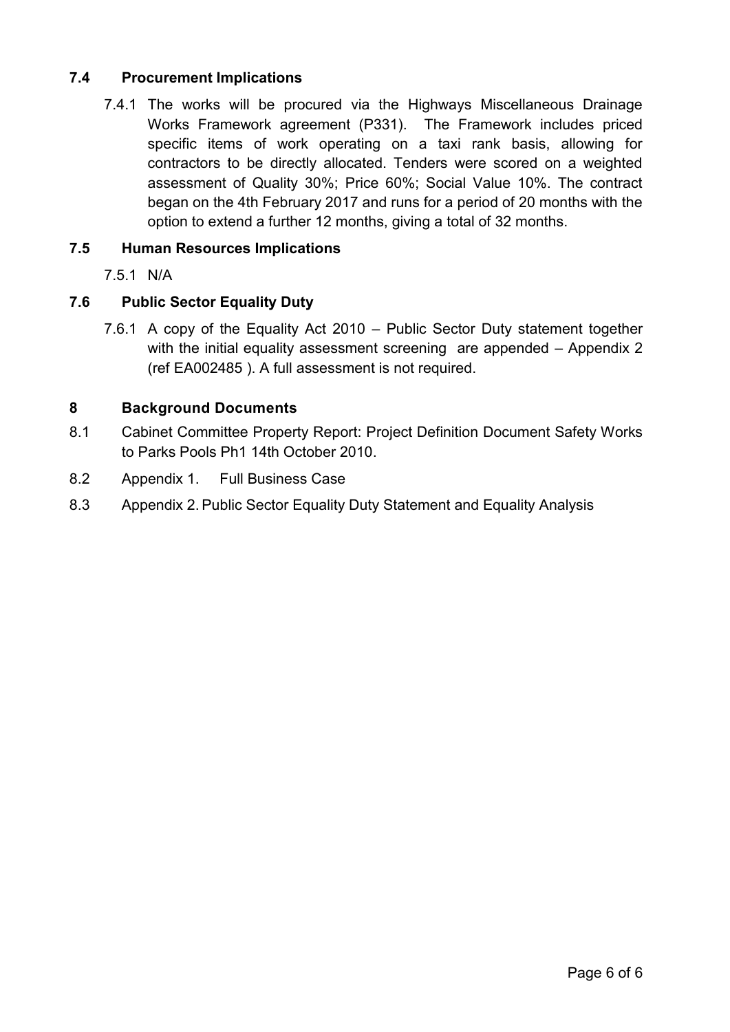### 7.4 Procurement Implications

7.4.1 The works will be procured via the Highways Miscellaneous Drainage Works Framework agreement (P331). The Framework includes priced specific items of work operating on a taxi rank basis, allowing for contractors to be directly allocated. Tenders were scored on a weighted assessment of Quality 30%; Price 60%; Social Value 10%. The contract began on the 4th February 2017 and runs for a period of 20 months with the option to extend a further 12 months, giving a total of 32 months.

### 7.5 Human Resources Implications

7.5.1 N/A

### 7.6 Public Sector Equality Duty

7.6.1 A copy of the Equality Act 2010 – Public Sector Duty statement together with the initial equality assessment screening are appended – Appendix 2 (ref EA002485 ). A full assessment is not required.

## 8 Background Documents

8.1 Cabinet Committee Property Report: Project Definition Document Safety Works to Parks Pools Ph1 14th October 2010.

8.2 Appendix 1. Full Business Case

8.3 Appendix 2. Public Sector Equality Duty Statement and Equality Analysis